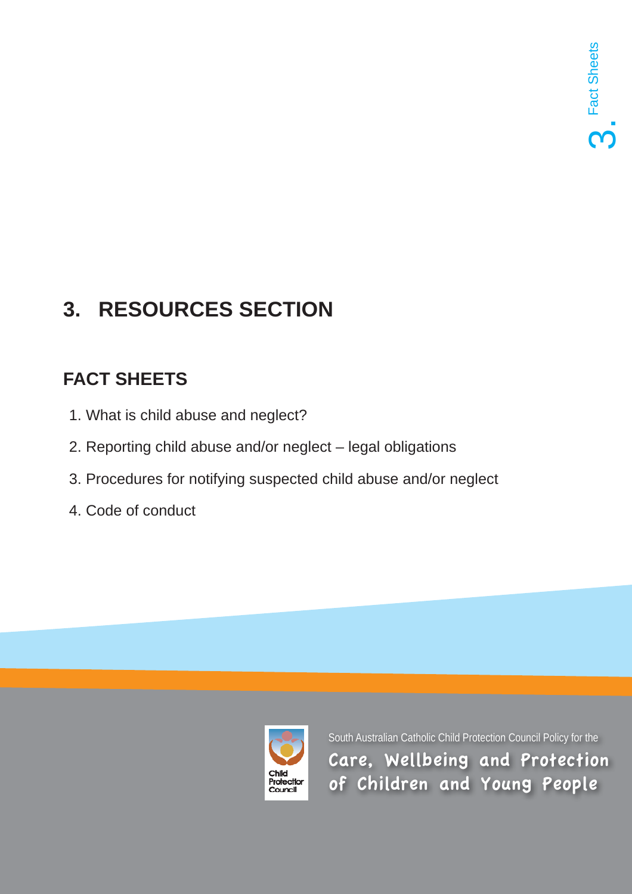# 3. RESOURCES SECTION

## FACT SHEETS

1. What is child abuse and neglect?
2. Reporting child abuse and/or neglect – legal obligations
3. Procedures for notifying suspected child abuse and/or neglect
4. Code of conduct

South Australian Catholic Child Protection Council Policy for the

**Care, Wellbeing and Protection of Children and Young People**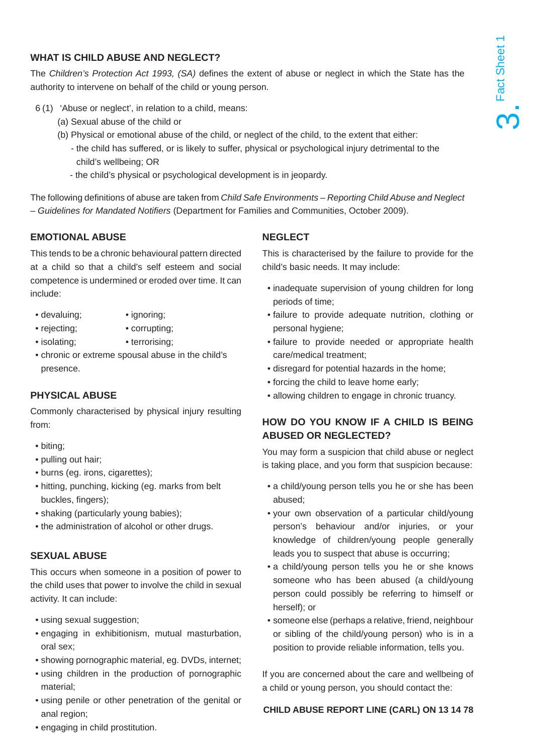## WHAT IS CHILD ABUSE AND NEGLECT?

The *Children's Protection Act 1993, (SA)* defines the extent of abuse or neglect in which the State has the authority to intervene on behalf of the child or young person.

6 (1) 'Abuse or neglect', in relation to a child, means:

(a) Sexual abuse of the child or

(b) Physical or emotional abuse of the child, or neglect of the child, to the extent that either:

- the child has suffered, or is likely to suffer, physical or psychological injury detrimental to the child's wellbeing; OR
- the child's physical or psychological development is in jeopardy.

The following definitions of abuse are taken from *Child Safe Environments – Reporting Child Abuse and Neglect – Guidelines for Mandated Notifiers* (Department for Families and Communities, October 2009).

### EMOTIONAL ABUSE

This tends to be a chronic behavioural pattern directed at a child so that a child's self esteem and social competence is undermined or eroded over time. It can include:

- devaluing;
- ignoring;
- rejecting;
- corrupting;
- isolating;
- terrorising;
- chronic or extreme spousal abuse in the child's presence.

### PHYSICAL ABUSE

Commonly characterised by physical injury resulting from:

- biting;
- pulling out hair;
- burns (eg. irons, cigarettes);
- hitting, punching, kicking (eg. marks from belt buckles, fingers);
- shaking (particularly young babies);
- the administration of alcohol or other drugs.

### SEXUAL ABUSE

This occurs when someone in a position of power to the child uses that power to involve the child in sexual activity. It can include:

- using sexual suggestion;
- engaging in exhibitionism, mutual masturbation, oral sex;
- showing pornographic material, eg. DVDs, internet;
- using children in the production of pornographic material;
- using penile or other penetration of the genital or anal region;
- engaging in child prostitution.

### NEGLECT

This is characterised by the failure to provide for the child's basic needs. It may include:

- inadequate supervision of young children for long periods of time;
- failure to provide adequate nutrition, clothing or personal hygiene;
- failure to provide needed or appropriate health care/medical treatment;
- disregard for potential hazards in the home;
- forcing the child to leave home early;
- allowing children to engage in chronic truancy.

### HOW DO YOU KNOW IF A CHILD IS BEING ABUSED OR NEGLECTED?

You may form a suspicion that child abuse or neglect is taking place, and you form that suspicion because:

- a child/young person tells you he or she has been abused;
- your own observation of a particular child/young person's behaviour and/or injuries, or your knowledge of children/young people generally leads you to suspect that abuse is occurring;
- a child/young person tells you he or she knows someone who has been abused (a child/young person could possibly be referring to himself or herself); or
- someone else (perhaps a relative, friend, neighbour or sibling of the child/young person) who is in a position to provide reliable information, tells you.

If you are concerned about the care and wellbeing of a child or young person, you should contact the:

**CHILD ABUSE REPORT LINE (CARL) ON 13 14 78**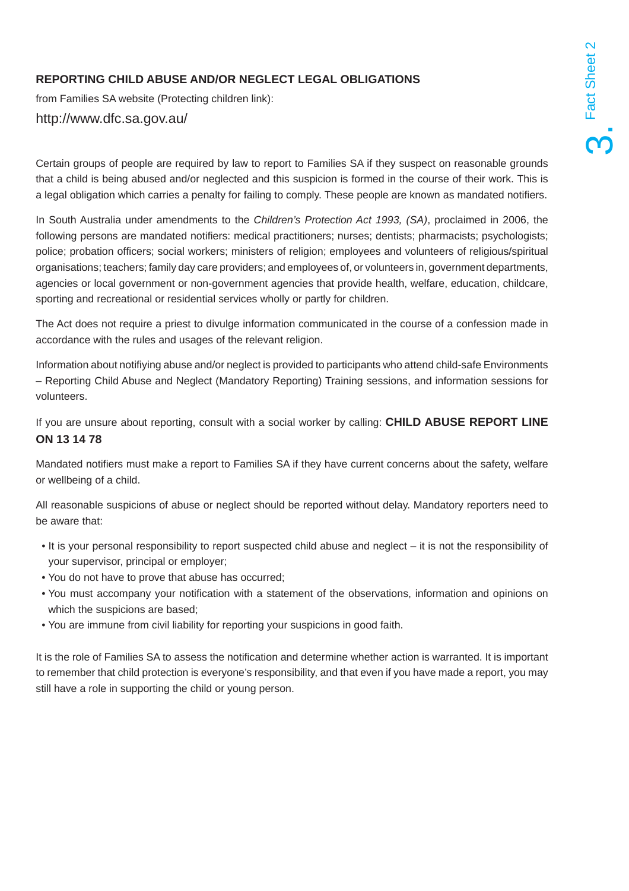## REPORTING CHILD ABUSE AND/OR NEGLECT LEGAL OBLIGATIONS

from Families SA website (Protecting children link):

http://www.dfc.sa.gov.au/

Certain groups of people are required by law to report to Families SA if they suspect on reasonable grounds that a child is being abused and/or neglected and this suspicion is formed in the course of their work. This is a legal obligation which carries a penalty for failing to comply. These people are known as mandated notifiers.

In South Australia under amendments to the *Children's Protection Act 1993, (SA)*, proclaimed in 2006, the following persons are mandated notifiers: medical practitioners; nurses; dentists; pharmacists; psychologists; police; probation officers; social workers; ministers of religion; employees and volunteers of religious/spiritual organisations; teachers; family day care providers; and employees of, or volunteers in, government departments, agencies or local government or non-government agencies that provide health, welfare, education, childcare, sporting and recreational or residential services wholly or partly for children.

The Act does not require a priest to divulge information communicated in the course of a confession made in accordance with the rules and usages of the relevant religion.

Information about notifiying abuse and/or neglect is provided to participants who attend child-safe Environments – Reporting Child Abuse and Neglect (Mandatory Reporting) Training sessions, and information sessions for volunteers.

If you are unsure about reporting, consult with a social worker by calling: **CHILD ABUSE REPORT LINE ON 13 14 78**

Mandated notifiers must make a report to Families SA if they have current concerns about the safety, welfare or wellbeing of a child.

All reasonable suspicions of abuse or neglect should be reported without delay. Mandatory reporters need to be aware that:

- It is your personal responsibility to report suspected child abuse and neglect – it is not the responsibility of your supervisor, principal or employer;
- You do not have to prove that abuse has occurred;
- You must accompany your notification with a statement of the observations, information and opinions on which the suspicions are based;
- You are immune from civil liability for reporting your suspicions in good faith.

It is the role of Families SA to assess the notification and determine whether action is warranted. It is important to remember that child protection is everyone's responsibility, and that even if you have made a report, you may still have a role in supporting the child or young person.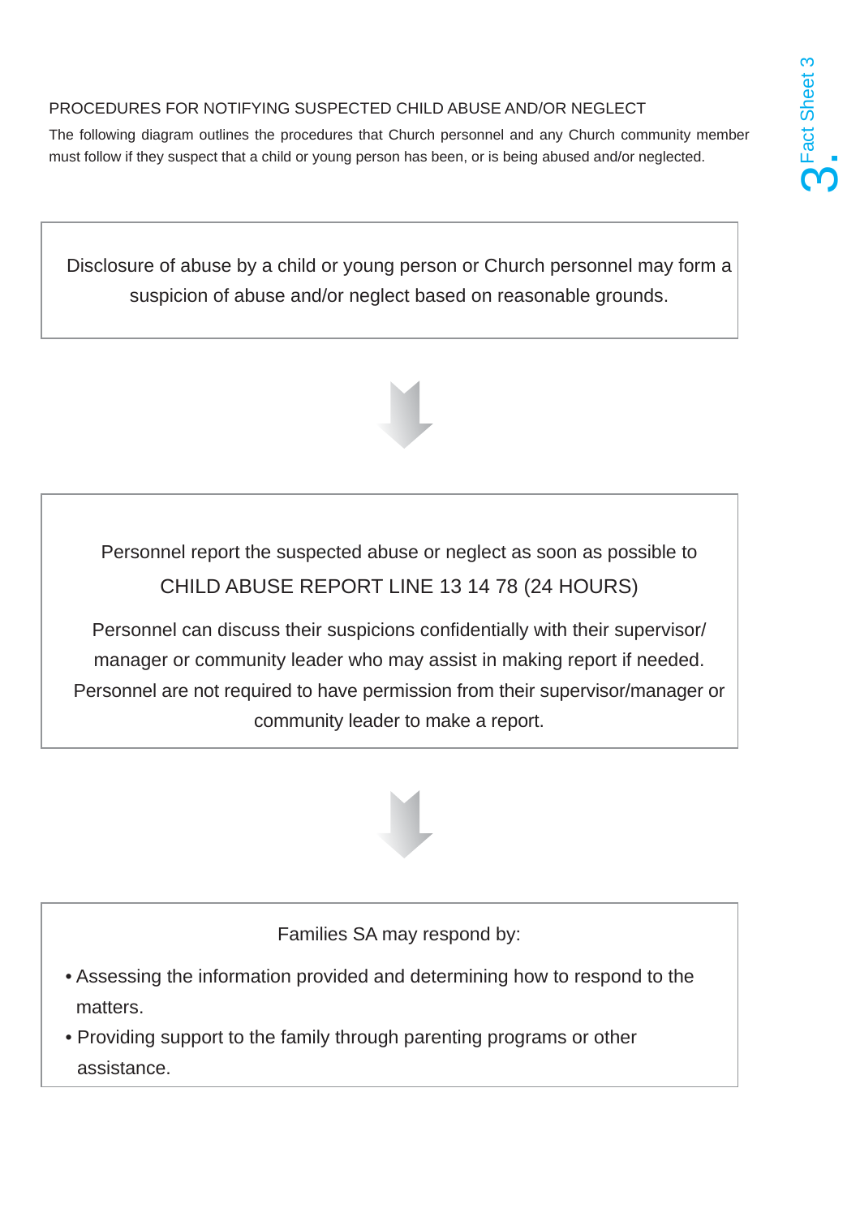## PROCEDURES FOR NOTIFYING SUSPECTED CHILD ABUSE AND/OR NEGLECT

The following diagram outlines the procedures that Church personnel and any Church community member must follow if they suspect that a child or young person has been, or is being abused and/or neglected.

Disclosure of abuse by a child or young person or Church personnel may form a suspicion of abuse and/or neglect based on reasonable grounds.

↓

Personnel report the suspected abuse or neglect as soon as possible to

CHILD ABUSE REPORT LINE 13 14 78 (24 HOURS)

Personnel can discuss their suspicions confidentially with their supervisor/ manager or community leader who may assist in making report if needed. Personnel are not required to have permission from their supervisor/manager or community leader to make a report.

↓

Families SA may respond by:

- Assessing the information provided and determining how to respond to the matters.
- Providing support to the family through parenting programs or other assistance.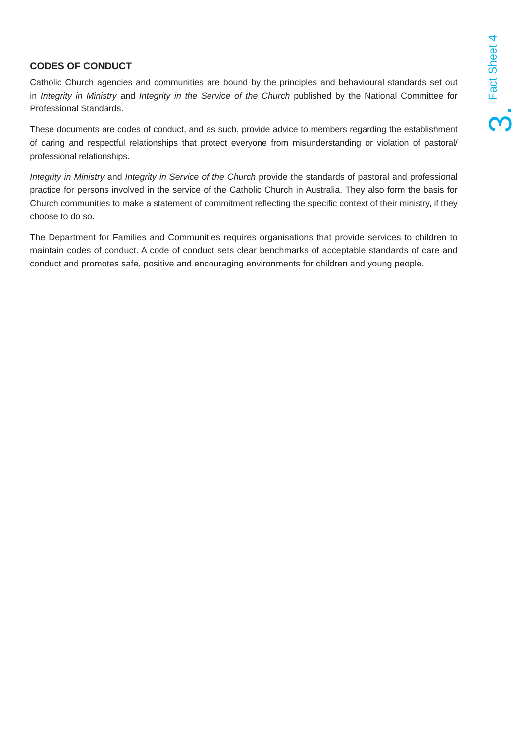## CODES OF CONDUCT

Catholic Church agencies and communities are bound by the principles and behavioural standards set out in *Integrity in Ministry* and *Integrity in the Service of the Church* published by the National Committee for Professional Standards.

These documents are codes of conduct, and as such, provide advice to members regarding the establishment of caring and respectful relationships that protect everyone from misunderstanding or violation of pastoral/ professional relationships.

*Integrity in Ministry* and *Integrity in Service of the Church* provide the standards of pastoral and professional practice for persons involved in the service of the Catholic Church in Australia. They also form the basis for Church communities to make a statement of commitment reflecting the specific context of their ministry, if they choose to do so.

The Department for Families and Communities requires organisations that provide services to children to maintain codes of conduct. A code of conduct sets clear benchmarks of acceptable standards of care and conduct and promotes safe, positive and encouraging environments for children and young people.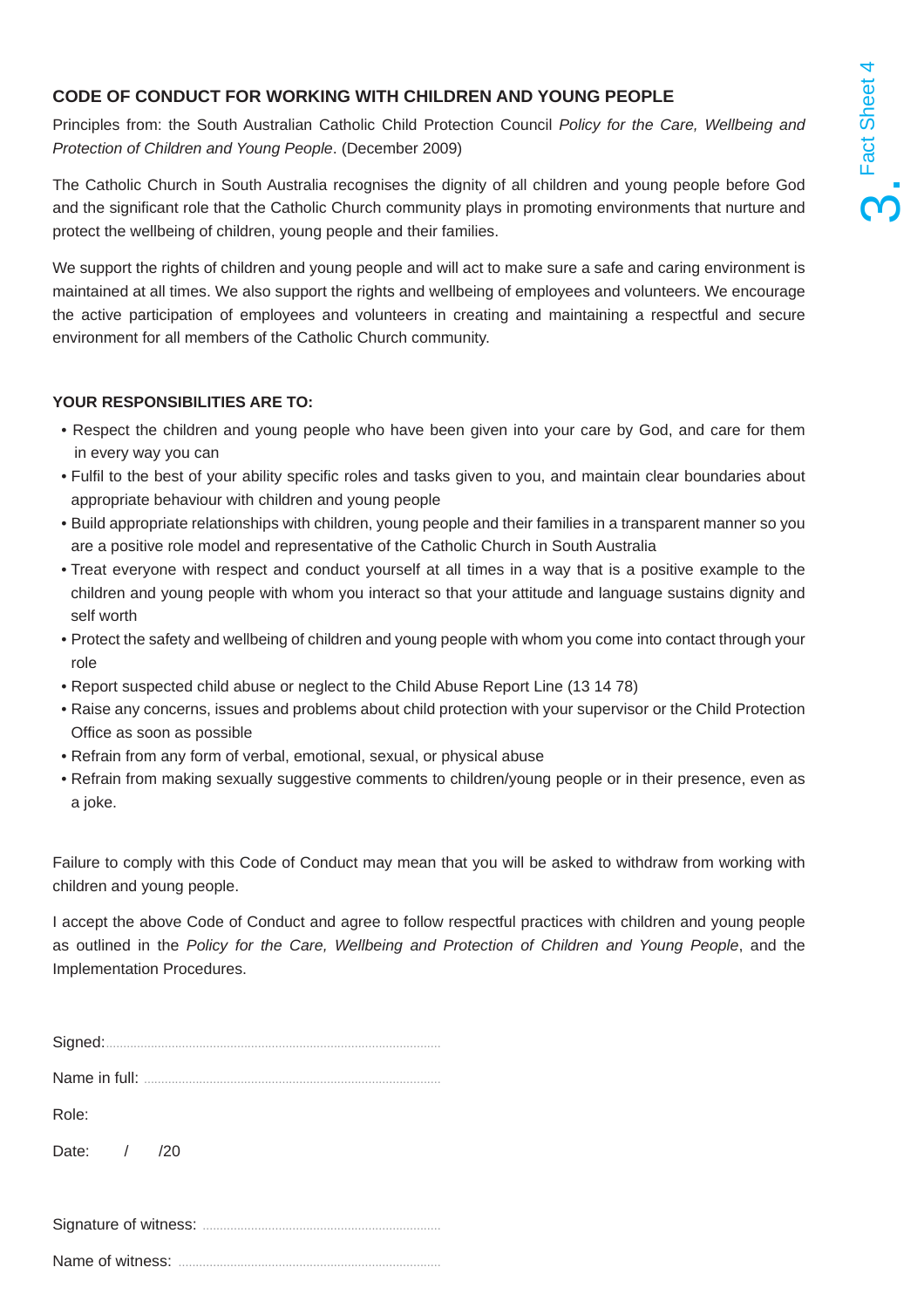## CODE OF CONDUCT FOR WORKING WITH CHILDREN AND YOUNG PEOPLE

Principles from: the South Australian Catholic Child Protection Council *Policy for the Care, Wellbeing and Protection of Children and Young People*. (December 2009)

The Catholic Church in South Australia recognises the dignity of all children and young people before God and the significant role that the Catholic Church community plays in promoting environments that nurture and protect the wellbeing of children, young people and their families.

We support the rights of children and young people and will act to make sure a safe and caring environment is maintained at all times. We also support the rights and wellbeing of employees and volunteers. We encourage the active participation of employees and volunteers in creating and maintaining a respectful and secure environment for all members of the Catholic Church community.

### YOUR RESPONSIBILITIES ARE TO:

- Respect the children and young people who have been given into your care by God, and care for them in every way you can
- Fulfil to the best of your ability specific roles and tasks given to you, and maintain clear boundaries about appropriate behaviour with children and young people
- Build appropriate relationships with children, young people and their families in a transparent manner so you are a positive role model and representative of the Catholic Church in South Australia
- Treat everyone with respect and conduct yourself at all times in a way that is a positive example to the children and young people with whom you interact so that your attitude and language sustains dignity and self worth
- Protect the safety and wellbeing of children and young people with whom you come into contact through your role
- Report suspected child abuse or neglect to the Child Abuse Report Line (13 14 78)
- Raise any concerns, issues and problems about child protection with your supervisor or the Child Protection Office as soon as possible
- Refrain from any form of verbal, emotional, sexual, or physical abuse
- Refrain from making sexually suggestive comments to children/young people or in their presence, even as a joke.

Failure to comply with this Code of Conduct may mean that you will be asked to withdraw from working with children and young people.

I accept the above Code of Conduct and agree to follow respectful practices with children and young people as outlined in the *Policy for the Care, Wellbeing and Protection of Children and Young People*, and the Implementation Procedures.

Signed:......................................................................................

Name in full: ..........................................................................

Role:

Date: / /20

Signature of witness: ............................................................

Name of witness: ...................................................................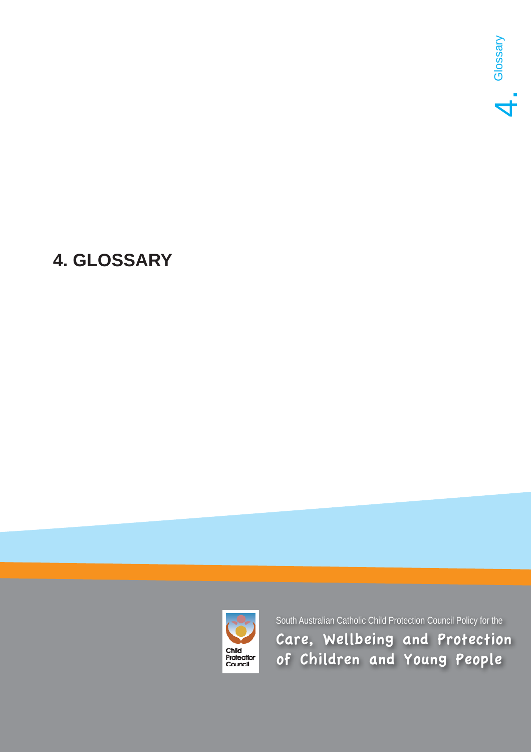# 4. GLOSSARY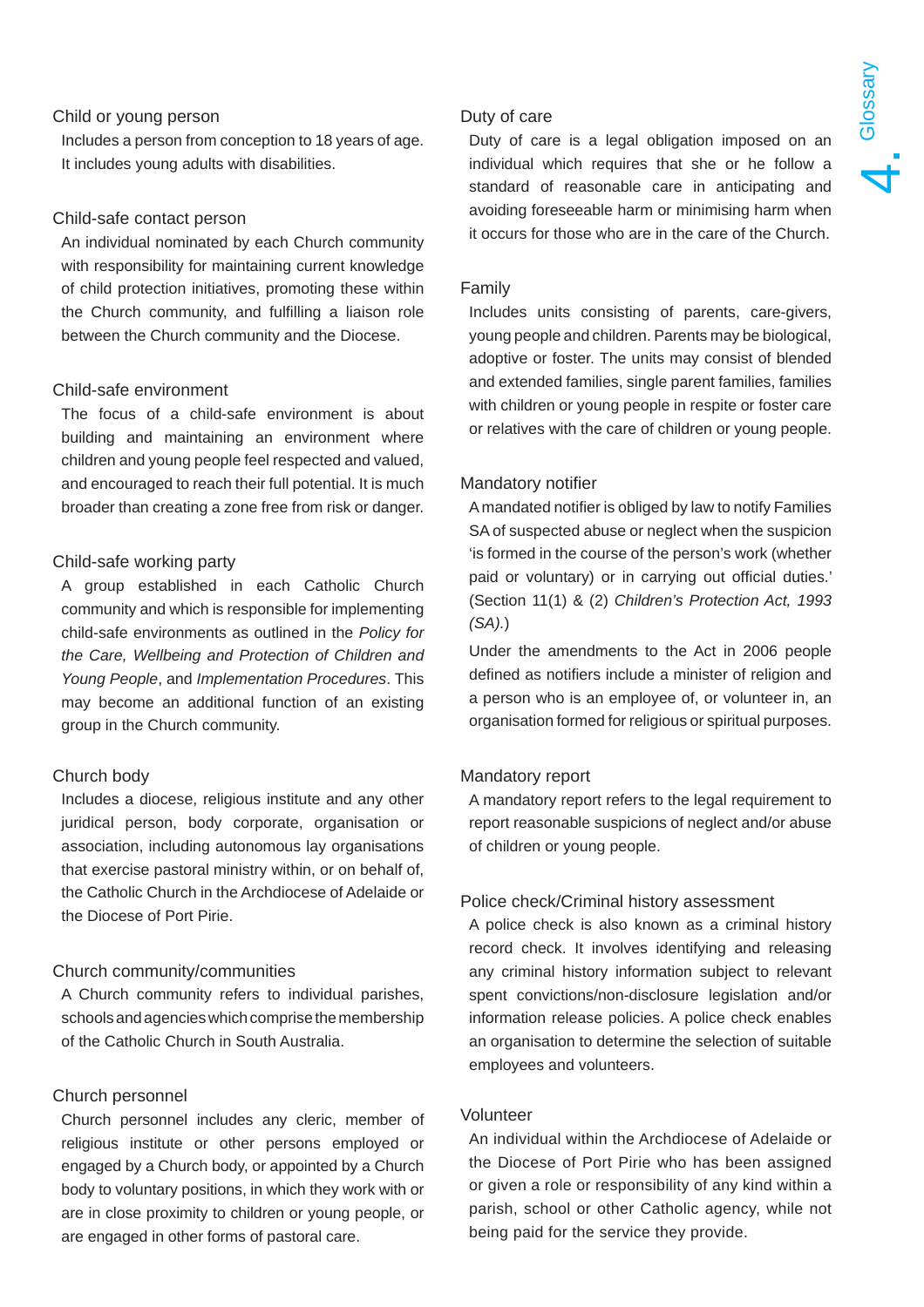### Child or young person

Includes a person from conception to 18 years of age. It includes young adults with disabilities.

### Child-safe contact person

An individual nominated by each Church community with responsibility for maintaining current knowledge of child protection initiatives, promoting these within the Church community, and fulfilling a liaison role between the Church community and the Diocese.

### Child-safe environment

The focus of a child-safe environment is about building and maintaining an environment where children and young people feel respected and valued, and encouraged to reach their full potential. It is much broader than creating a zone free from risk or danger.

### Child-safe working party

A group established in each Catholic Church community and which is responsible for implementing child-safe environments as outlined in the *Policy for the Care, Wellbeing and Protection of Children and Young People*, and *Implementation Procedures*. This may become an additional function of an existing group in the Church community.

### Church body

Includes a diocese, religious institute and any other juridical person, body corporate, organisation or association, including autonomous lay organisations that exercise pastoral ministry within, or on behalf of, the Catholic Church in the Archdiocese of Adelaide or the Diocese of Port Pirie.

### Church community/communities

A Church community refers to individual parishes, schools and agencies which comprise the membership of the Catholic Church in South Australia.

### Church personnel

Church personnel includes any cleric, member of religious institute or other persons employed or engaged by a Church body, or appointed by a Church body to voluntary positions, in which they work with or are in close proximity to children or young people, or are engaged in other forms of pastoral care.

### Duty of care

Duty of care is a legal obligation imposed on an individual which requires that she or he follow a standard of reasonable care in anticipating and avoiding foreseeable harm or minimising harm when it occurs for those who are in the care of the Church.

### Family

Includes units consisting of parents, care-givers, young people and children. Parents may be biological, adoptive or foster. The units may consist of blended and extended families, single parent families, families with children or young people in respite or foster care or relatives with the care of children or young people.

### Mandatory notifier

A mandated notifier is obliged by law to notify Families SA of suspected abuse or neglect when the suspicion 'is formed in the course of the person's work (whether paid or voluntary) or in carrying out official duties.' (Section 11(1) & (2) *Children's Protection Act, 1993 (SA).*)

Under the amendments to the Act in 2006 people defined as notifiers include a minister of religion and a person who is an employee of, or volunteer in, an organisation formed for religious or spiritual purposes.

### Mandatory report

A mandatory report refers to the legal requirement to report reasonable suspicions of neglect and/or abuse of children or young people.

### Police check/Criminal history assessment

A police check is also known as a criminal history record check. It involves identifying and releasing any criminal history information subject to relevant spent convictions/non-disclosure legislation and/or information release policies. A police check enables an organisation to determine the selection of suitable employees and volunteers.

### Volunteer

An individual within the Archdiocese of Adelaide or the Diocese of Port Pirie who has been assigned or given a role or responsibility of any kind within a parish, school or other Catholic agency, while not being paid for the service they provide.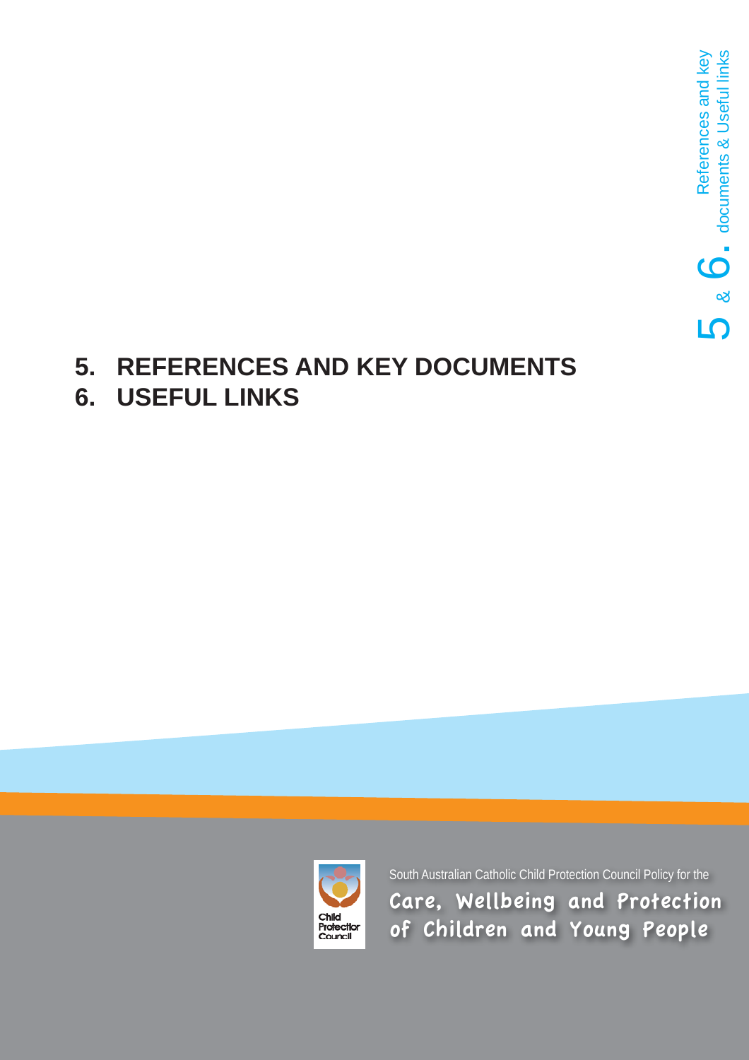# 5. REFERENCES AND KEY DOCUMENTS

# 6. USEFUL LINKS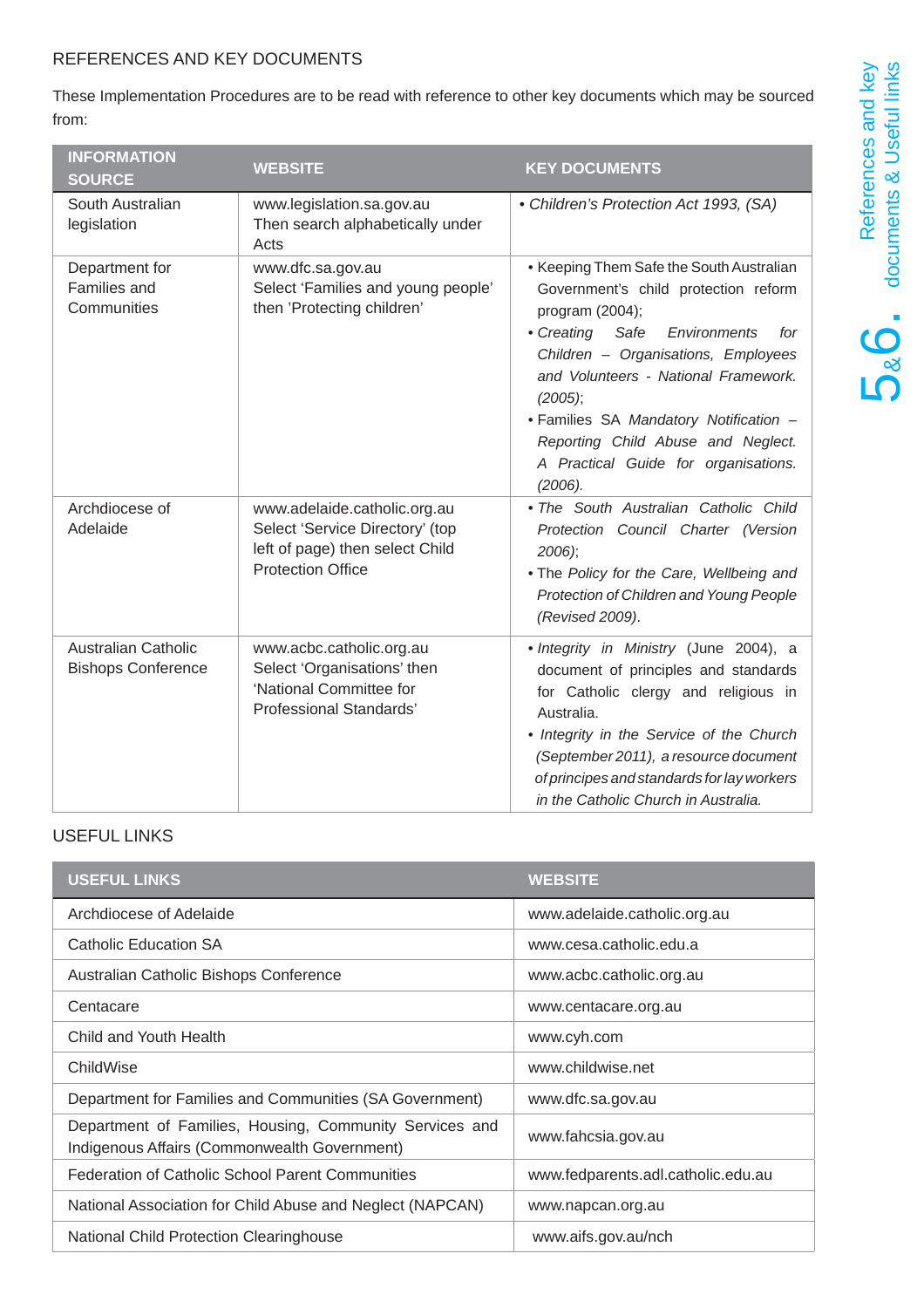## REFERENCES AND KEY DOCUMENTS

These Implementation Procedures are to be read with reference to other key documents which may be sourced from:

| INFORMATION SOURCE | WEBSITE | KEY DOCUMENTS |
|---|---|---|
| South Australian legislation | www.legislation.sa.gov.au Then search alphabetically under Acts | • *Children's Protection Act 1993, (SA)* |
| Department for Families and Communities | www.dfc.sa.gov.au Select 'Families and young people' then 'Protecting children' | • Keeping Them Safe the South Australian Government's child protection reform program (2004); • *Creating Safe Environments for Children – Organisations, Employees and Volunteers - National Framework. (2005)*; • Families SA *Mandatory Notification – Reporting Child Abuse and Neglect. A Practical Guide for organisations. (2006).* |
| Archdiocese of Adelaide | www.adelaide.catholic.org.au Select 'Service Directory' (top left of page) then select Child Protection Office | • *The South Australian Catholic Child Protection Council Charter (Version 2006)*; • The *Policy for the Care, Wellbeing and Protection of Children and Young People (Revised 2009)*. |
| Australian Catholic Bishops Conference | www.acbc.catholic.org.au Select 'Organisations' then 'National Committee for Professional Standards' | • *Integrity in Ministry* (June 2004), a document of principles and standards for Catholic clergy and religious in Australia. • *Integrity in the Service of the Church (September 2011), a resource document of principes and standards for lay workers in the Catholic Church in Australia.* |

## USEFUL LINKS

| USEFUL LINKS | WEBSITE |
|---|---|
| Archdiocese of Adelaide | www.adelaide.catholic.org.au |
| Catholic Education SA | www.cesa.catholic.edu.a |
| Australian Catholic Bishops Conference | www.acbc.catholic.org.au |
| Centacare | www.centacare.org.au |
| Child and Youth Health | www.cyh.com |
| ChildWise | www.childwise.net |
| Department for Families and Communities (SA Government) | www.dfc.sa.gov.au |
| Department of Families, Housing, Community Services and Indigenous Affairs (Commonwealth Government) | www.fahcsia.gov.au |
| Federation of Catholic School Parent Communities | www.fedparents.adl.catholic.edu.au |
| National Association for Child Abuse and Neglect (NAPCAN) | www.napcan.org.au |
| National Child Protection Clearinghouse | www.aifs.gov.au/nch |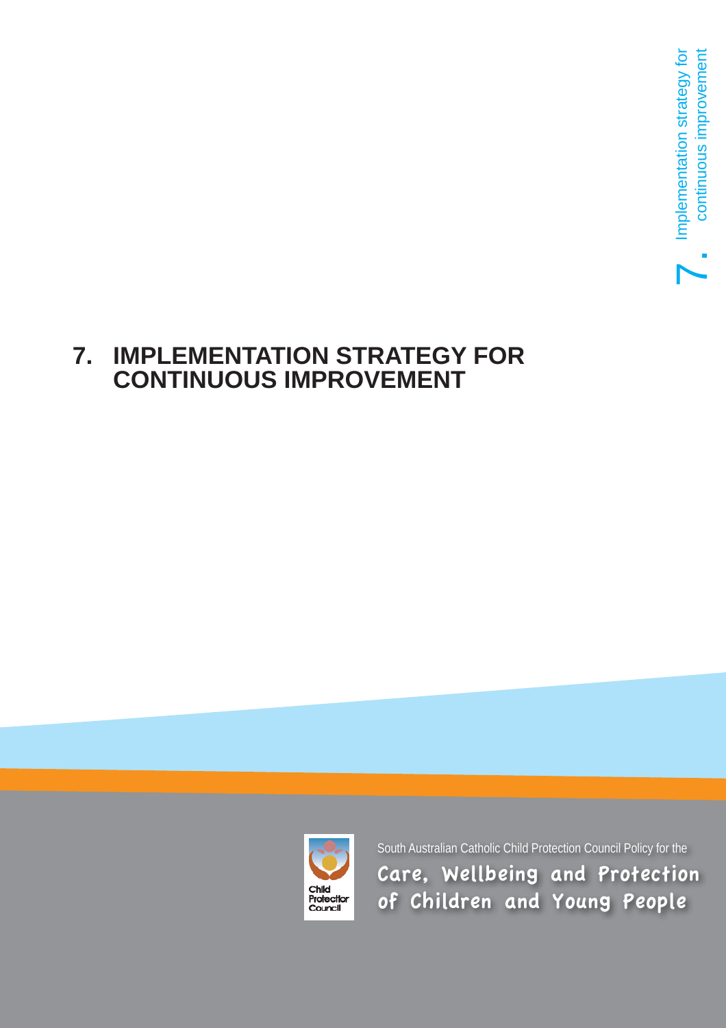# 7. IMPLEMENTATION STRATEGY FOR CONTINUOUS IMPROVEMENT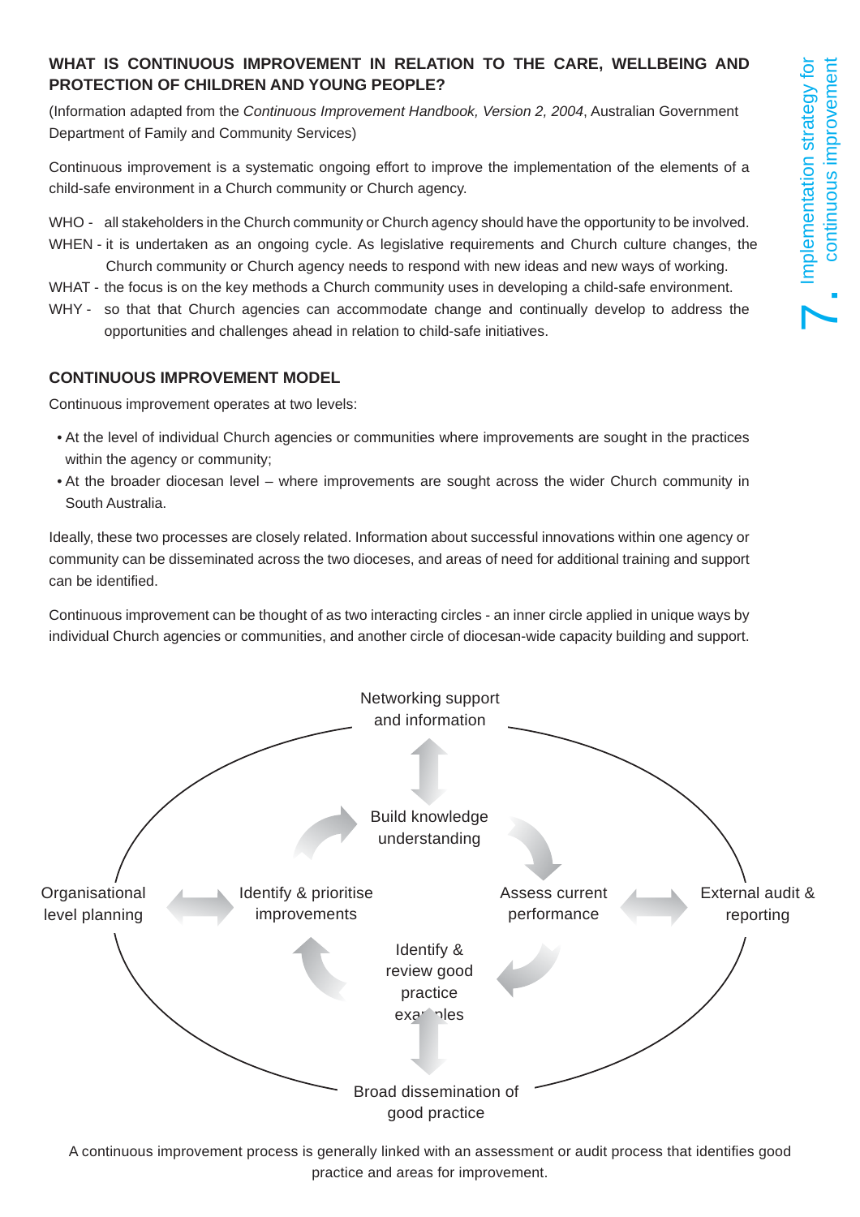## WHAT IS CONTINUOUS IMPROVEMENT IN RELATION TO THE CARE, WELLBEING AND PROTECTION OF CHILDREN AND YOUNG PEOPLE?

(Information adapted from the *Continuous Improvement Handbook, Version 2, 2004*, Australian Government Department of Family and Community Services)

Continuous improvement is a systematic ongoing effort to improve the implementation of the elements of a child-safe environment in a Church community or Church agency.

WHO - all stakeholders in the Church community or Church agency should have the opportunity to be involved.

WHEN - it is undertaken as an ongoing cycle. As legislative requirements and Church culture changes, the Church community or Church agency needs to respond with new ideas and new ways of working.

WHAT - the focus is on the key methods a Church community uses in developing a child-safe environment.

WHY - so that that Church agencies can accommodate change and continually develop to address the opportunities and challenges ahead in relation to child-safe initiatives.

### CONTINUOUS IMPROVEMENT MODEL

Continuous improvement operates at two levels:

- At the level of individual Church agencies or communities where improvements are sought in the practices within the agency or community;
- At the broader diocesan level – where improvements are sought across the wider Church community in South Australia.

Ideally, these two processes are closely related. Information about successful innovations within one agency or community can be disseminated across the two dioceses, and areas of need for additional training and support can be identified.

Continuous improvement can be thought of as two interacting circles - an inner circle applied in unique ways by individual Church agencies or communities, and another circle of diocesan-wide capacity building and support.

Networking support and information

Build knowledge understanding

Organisational level planning

Identify & prioritise improvements

Assess current performance

External audit & reporting

Identify & review good practice examples

Broad dissemination of good practice

A continuous improvement process is generally linked with an assessment or audit process that identifies good practice and areas for improvement.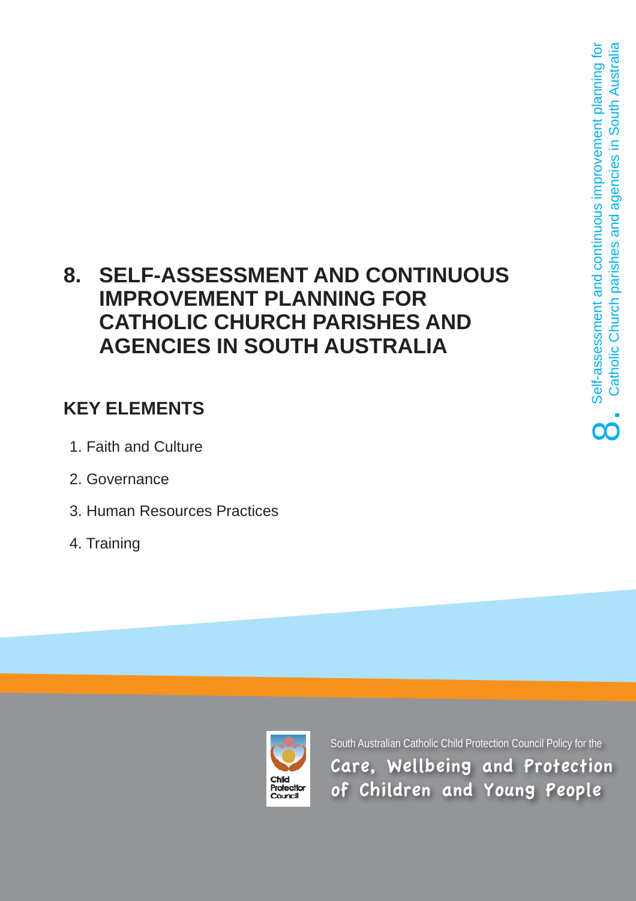# 8. SELF-ASSESSMENT AND CONTINUOUS IMPROVEMENT PLANNING FOR CATHOLIC CHURCH PARISHES AND AGENCIES IN SOUTH AUSTRALIA

## KEY ELEMENTS

1. Faith and Culture
2. Governance
3. Human Resources Practices
4. Training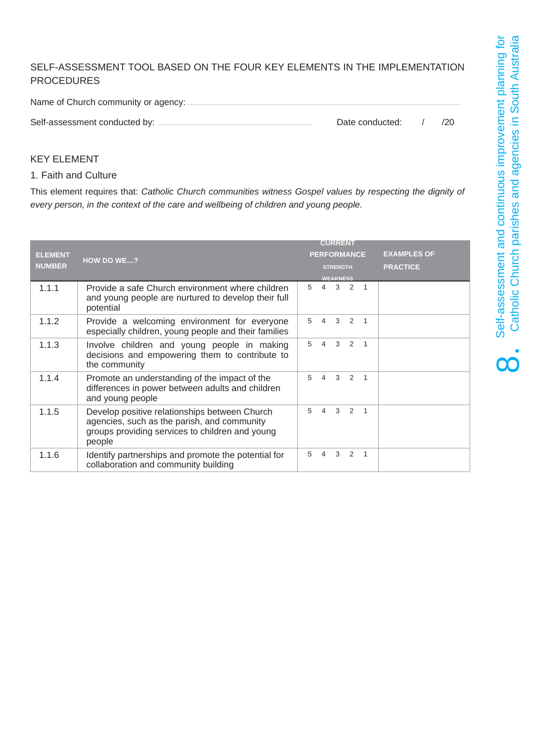SELF-ASSESSMENT TOOL BASED ON THE FOUR KEY ELEMENTS IN THE IMPLEMENTATION PROCEDURES

Name of Church community or agency:.....................................................................................................................................

Self-assessment conducted by: ........................................................................... Date conducted: / /20

KEY ELEMENT

1. Faith and Culture

This element requires that: *Catholic Church communities witness Gospel values by respecting the dignity of every person, in the context of the care and wellbeing of children and young people.*

| ELEMENT NUMBER | HOW DO WE...? | CURRENT PERFORMANCE STRENGTH WEAKNESS | EXAMPLES OF PRACTICE |
|---|---|---|---|
| 1.1.1 | Provide a safe Church environment where children and young people are nurtured to develop their full potential | 5 4 3 2 1 | |
| 1.1.2 | Provide a welcoming environment for everyone especially children, young people and their families | 5 4 3 2 1 | |
| 1.1.3 | Involve children and young people in making decisions and empowering them to contribute to the community | 5 4 3 2 1 | |
| 1.1.4 | Promote an understanding of the impact of the differences in power between adults and children and young people | 5 4 3 2 1 | |
| 1.1.5 | Develop positive relationships between Church agencies, such as the parish, and community groups providing services to children and young people | 5 4 3 2 1 | |
| 1.1.6 | Identify partnerships and promote the potential for collaboration and community building | 5 4 3 2 1 | |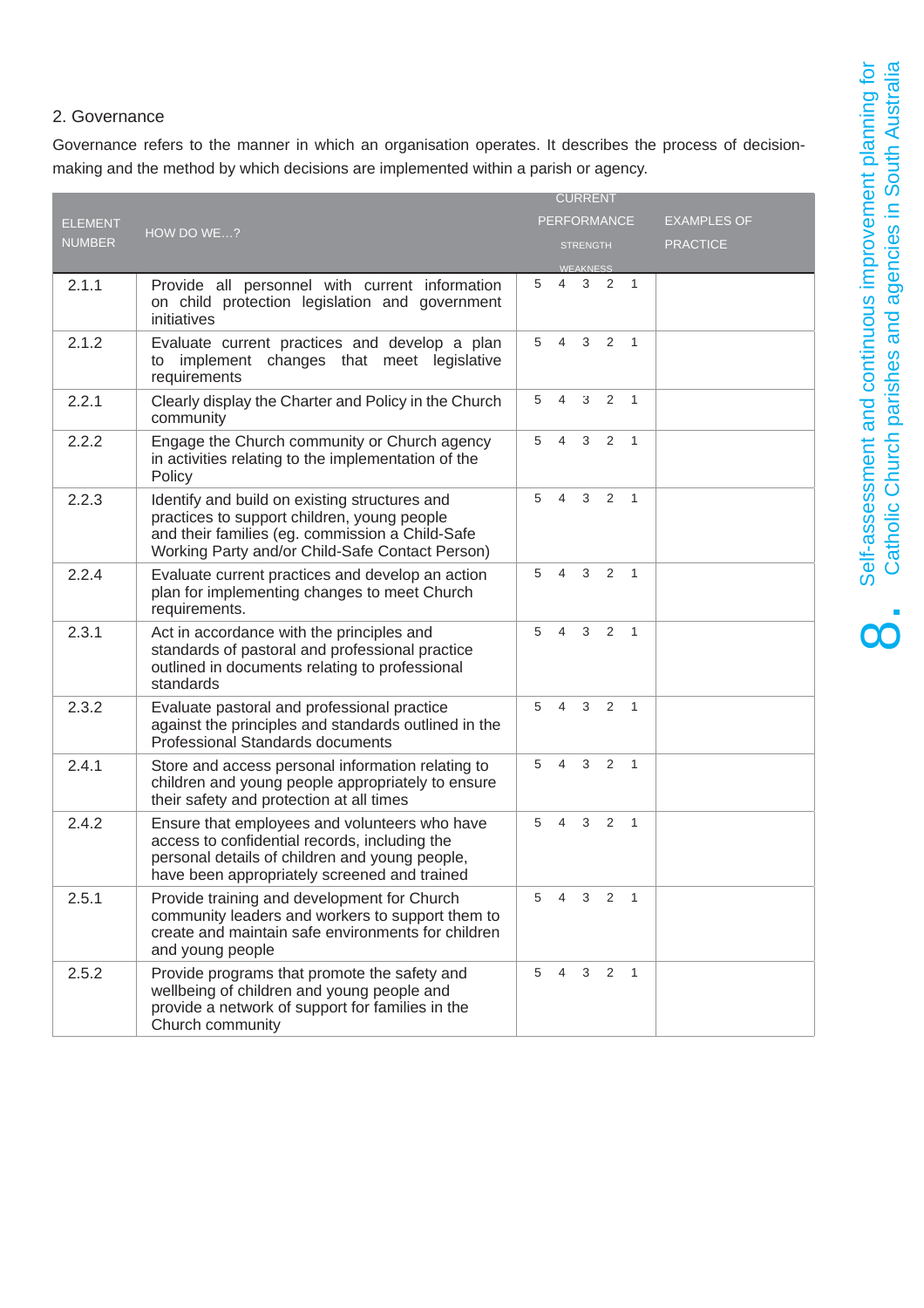## 2. Governance

Governance refers to the manner in which an organisation operates. It describes the process of decision-making and the method by which decisions are implemented within a parish or agency.

| ELEMENT NUMBER | HOW DO WE…? | CURRENT PERFORMANCE STRENGTH WEAKNESS | EXAMPLES OF PRACTICE |
|---|---|---|---|
| 2.1.1 | Provide all personnel with current information on child protection legislation and government initiatives | 5 4 3 2 1 | |
| 2.1.2 | Evaluate current practices and develop a plan to implement changes that meet legislative requirements | 5 4 3 2 1 | |
| 2.2.1 | Clearly display the Charter and Policy in the Church community | 5 4 3 2 1 | |
| 2.2.2 | Engage the Church community or Church agency in activities relating to the implementation of the Policy | 5 4 3 2 1 | |
| 2.2.3 | Identify and build on existing structures and practices to support children, young people and their families (eg. commission a Child-Safe Working Party and/or Child-Safe Contact Person) | 5 4 3 2 1 | |
| 2.2.4 | Evaluate current practices and develop an action plan for implementing changes to meet Church requirements. | 5 4 3 2 1 | |
| 2.3.1 | Act in accordance with the principles and standards of pastoral and professional practice outlined in documents relating to professional standards | 5 4 3 2 1 | |
| 2.3.2 | Evaluate pastoral and professional practice against the principles and standards outlined in the Professional Standards documents | 5 4 3 2 1 | |
| 2.4.1 | Store and access personal information relating to children and young people appropriately to ensure their safety and protection at all times | 5 4 3 2 1 | |
| 2.4.2 | Ensure that employees and volunteers who have access to confidential records, including the personal details of children and young people, have been appropriately screened and trained | 5 4 3 2 1 | |
| 2.5.1 | Provide training and development for Church community leaders and workers to support them to create and maintain safe environments for children and young people | 5 4 3 2 1 | |
| 2.5.2 | Provide programs that promote the safety and wellbeing of children and young people and provide a network of support for families in the Church community | 5 4 3 2 1 | |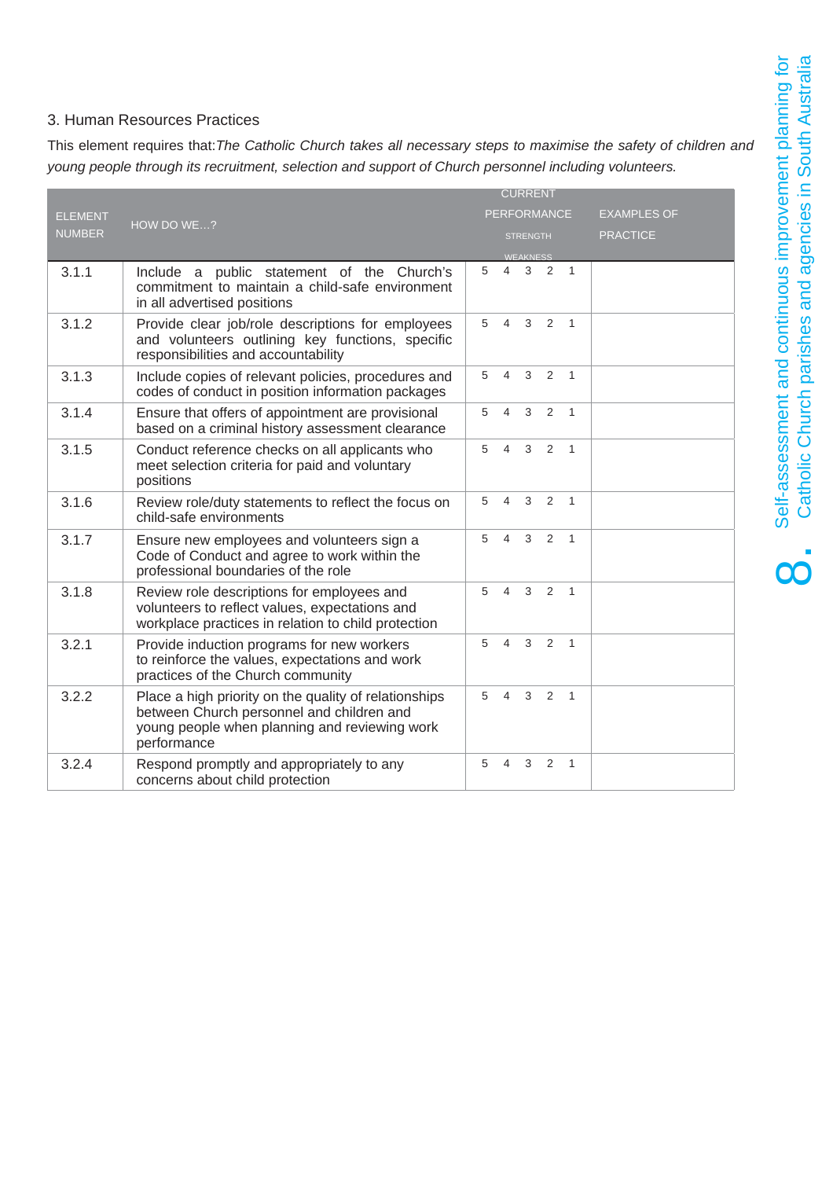## 3. Human Resources Practices

This element requires that: *The Catholic Church takes all necessary steps to maximise the safety of children and young people through its recruitment, selection and support of Church personnel including volunteers.*

| ELEMENT NUMBER | HOW DO WE…? | CURRENT PERFORMANCE STRENGTH WEAKNESS | EXAMPLES OF PRACTICE |
|---|---|---|---|
| 3.1.1 | Include a public statement of the Church's commitment to maintain a child-safe environment in all advertised positions | 5 4 3 2 1 | |
| 3.1.2 | Provide clear job/role descriptions for employees and volunteers outlining key functions, specific responsibilities and accountability | 5 4 3 2 1 | |
| 3.1.3 | Include copies of relevant policies, procedures and codes of conduct in position information packages | 5 4 3 2 1 | |
| 3.1.4 | Ensure that offers of appointment are provisional based on a criminal history assessment clearance | 5 4 3 2 1 | |
| 3.1.5 | Conduct reference checks on all applicants who meet selection criteria for paid and voluntary positions | 5 4 3 2 1 | |
| 3.1.6 | Review role/duty statements to reflect the focus on child-safe environments | 5 4 3 2 1 | |
| 3.1.7 | Ensure new employees and volunteers sign a Code of Conduct and agree to work within the professional boundaries of the role | 5 4 3 2 1 | |
| 3.1.8 | Review role descriptions for employees and volunteers to reflect values, expectations and workplace practices in relation to child protection | 5 4 3 2 1 | |
| 3.2.1 | Provide induction programs for new workers to reinforce the values, expectations and work practices of the Church community | 5 4 3 2 1 | |
| 3.2.2 | Place a high priority on the quality of relationships between Church personnel and children and young people when planning and reviewing work performance | 5 4 3 2 1 | |
| 3.2.4 | Respond promptly and appropriately to any concerns about child protection | 5 4 3 2 1 | |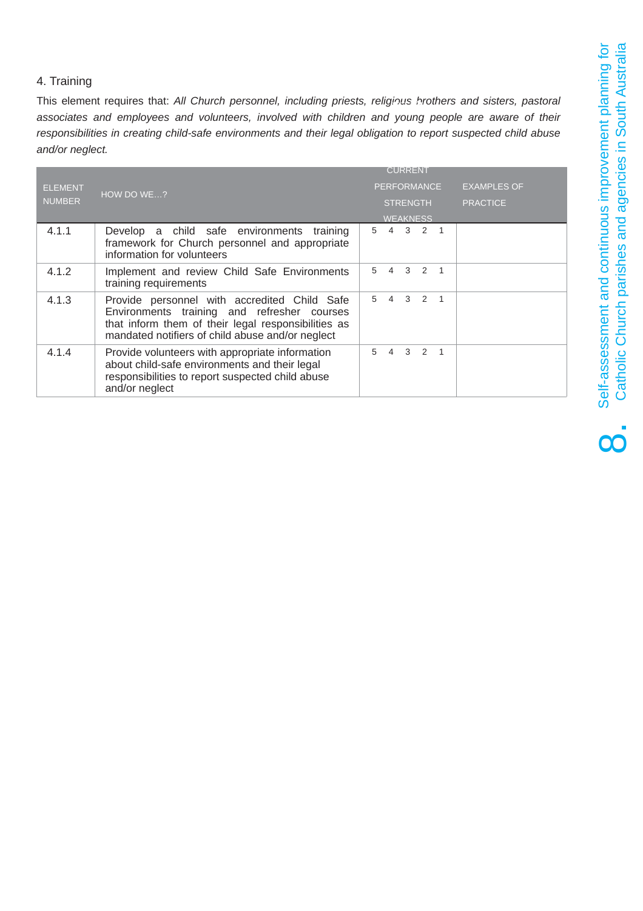## 4. Training

This element requires that: *All Church personnel, including priests, religious brothers and sisters, pastoral associates and employees and volunteers, involved with children and young people are aware of their responsibilities in creating child-safe environments and their legal obligation to report suspected child abuse and/or neglect.*

| ELEMENT NUMBER | HOW DO WE…? | CURRENT PERFORMANCE STRENGTH WEAKNESS | EXAMPLES OF PRACTICE |
|---|---|---|---|
| 4.1.1 | Develop a child safe environments training framework for Church personnel and appropriate information for volunteers | 5 4 3 2 1 | |
| 4.1.2 | Implement and review Child Safe Environments training requirements | 5 4 3 2 1 | |
| 4.1.3 | Provide personnel with accredited Child Safe Environments training and refresher courses that inform them of their legal responsibilities as mandated notifiers of child abuse and/or neglect | 5 4 3 2 1 | |
| 4.1.4 | Provide volunteers with appropriate information about child-safe environments and their legal responsibilities to report suspected child abuse and/or neglect | 5 4 3 2 1 | |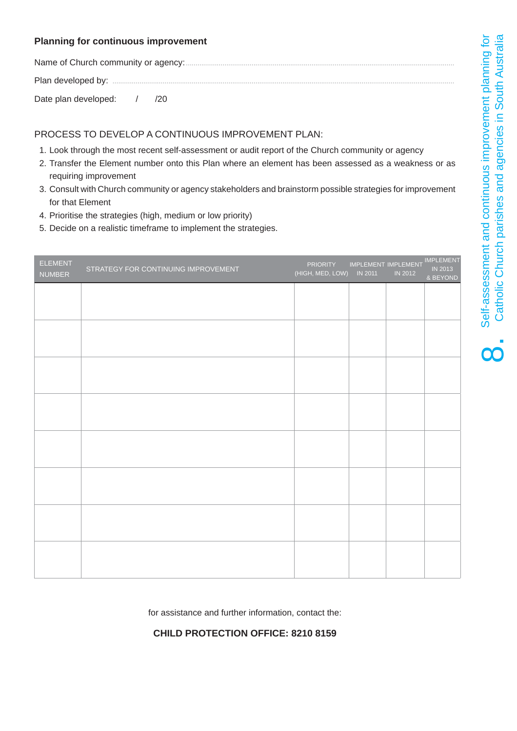## Planning for continuous improvement

Name of Church community or agency:.......................................................................................................

Plan developed by: .......................................................................................................

Date plan developed:  /  /20

PROCESS TO DEVELOP A CONTINUOUS IMPROVEMENT PLAN:

1. Look through the most recent self-assessment or audit report of the Church community or agency
2. Transfer the Element number onto this Plan where an element has been assessed as a weakness or as requiring improvement
3. Consult with Church community or agency stakeholders and brainstorm possible strategies for improvement for that Element
4. Prioritise the strategies (high, medium or low priority)
5. Decide on a realistic timeframe to implement the strategies.

| ELEMENT NUMBER | STRATEGY FOR CONTINUING IMPROVEMENT | PRIORITY (HIGH, MED, LOW) | IMPLEMENT IN 2011 | IMPLEMENT IN 2012 | IMPLEMENT IN 2013 & BEYOND |
|---|---|---|---|---|---|
| | | | | | |
| | | | | | |
| | | | | | |
| | | | | | |
| | | | | | |
| | | | | | |
| | | | | | |
| | | | | | |

for assistance and further information, contact the:

**CHILD PROTECTION OFFICE: 8210 8159**